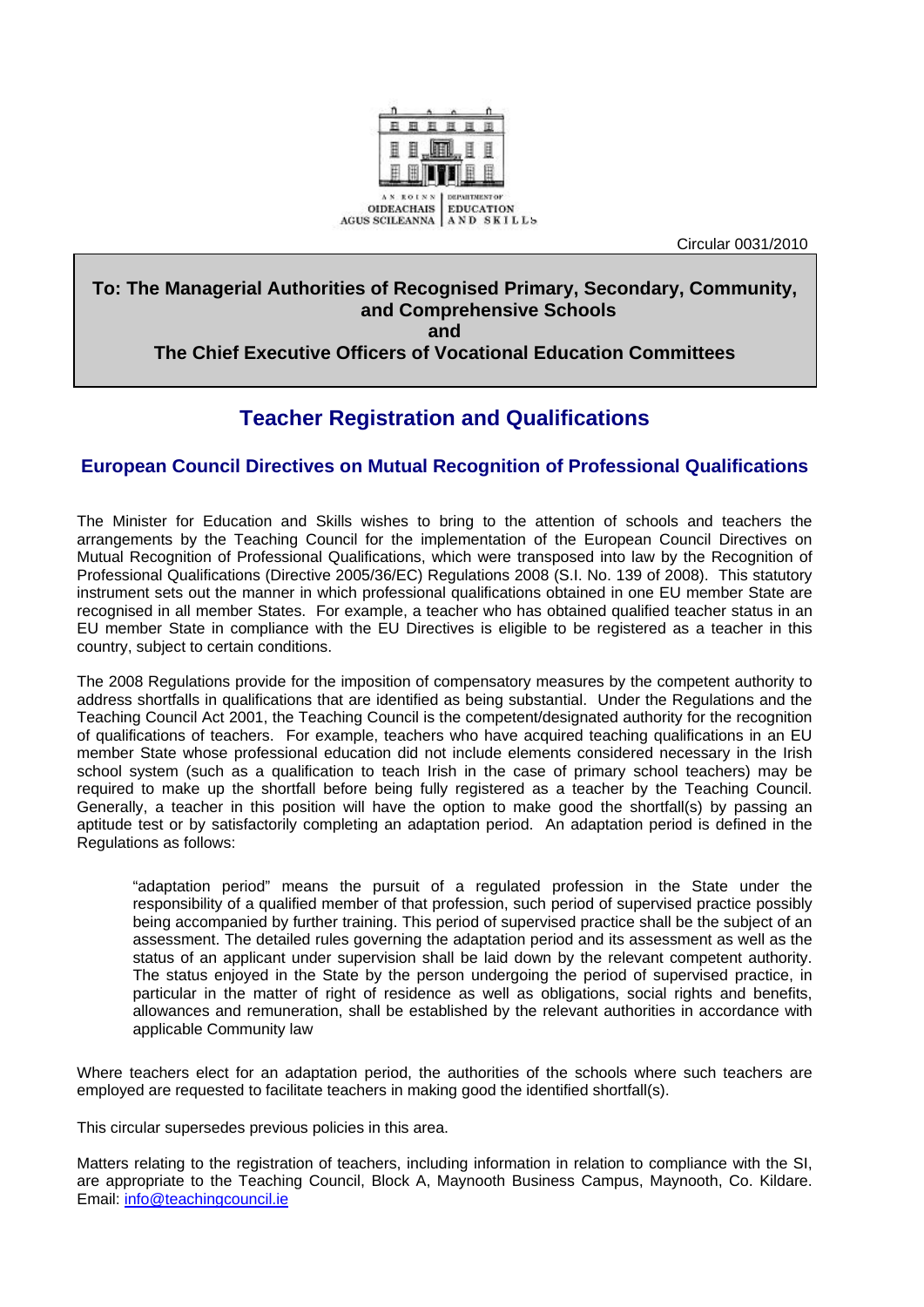AN ROINN OIDEACHAIS AGUS SCILEANNA | DEPARTMENT OF EDUCATION AND SKILLS

Circular 0031/2010

**To: The Managerial Authorities of Recognised Primary, Secondary, Community, and Comprehensive Schools**
**and**
**The Chief Executive Officers of Vocational Education Committees**

# Teacher Registration and Qualifications

## European Council Directives on Mutual Recognition of Professional Qualifications

The Minister for Education and Skills wishes to bring to the attention of schools and teachers the arrangements by the Teaching Council for the implementation of the European Council Directives on Mutual Recognition of Professional Qualifications, which were transposed into law by the Recognition of Professional Qualifications (Directive 2005/36/EC) Regulations 2008 (S.I. No. 139 of 2008). This statutory instrument sets out the manner in which professional qualifications obtained in one EU member State are recognised in all member States. For example, a teacher who has obtained qualified teacher status in an EU member State in compliance with the EU Directives is eligible to be registered as a teacher in this country, subject to certain conditions.

The 2008 Regulations provide for the imposition of compensatory measures by the competent authority to address shortfalls in qualifications that are identified as being substantial. Under the Regulations and the Teaching Council Act 2001, the Teaching Council is the competent/designated authority for the recognition of qualifications of teachers. For example, teachers who have acquired teaching qualifications in an EU member State whose professional education did not include elements considered necessary in the Irish school system (such as a qualification to teach Irish in the case of primary school teachers) may be required to make up the shortfall before being fully registered as a teacher by the Teaching Council. Generally, a teacher in this position will have the option to make good the shortfall(s) by passing an aptitude test or by satisfactorily completing an adaptation period. An adaptation period is defined in the Regulations as follows:

> "adaptation period" means the pursuit of a regulated profession in the State under the responsibility of a qualified member of that profession, such period of supervised practice possibly being accompanied by further training. This period of supervised practice shall be the subject of an assessment. The detailed rules governing the adaptation period and its assessment as well as the status of an applicant under supervision shall be laid down by the relevant competent authority. The status enjoyed in the State by the person undergoing the period of supervised practice, in particular in the matter of right of residence as well as obligations, social rights and benefits, allowances and remuneration, shall be established by the relevant authorities in accordance with applicable Community law

Where teachers elect for an adaptation period, the authorities of the schools where such teachers are employed are requested to facilitate teachers in making good the identified shortfall(s).

This circular supersedes previous policies in this area.

Matters relating to the registration of teachers, including information in relation to compliance with the SI, are appropriate to the Teaching Council, Block A, Maynooth Business Campus, Maynooth, Co. Kildare. Email: info@teachingcouncil.ie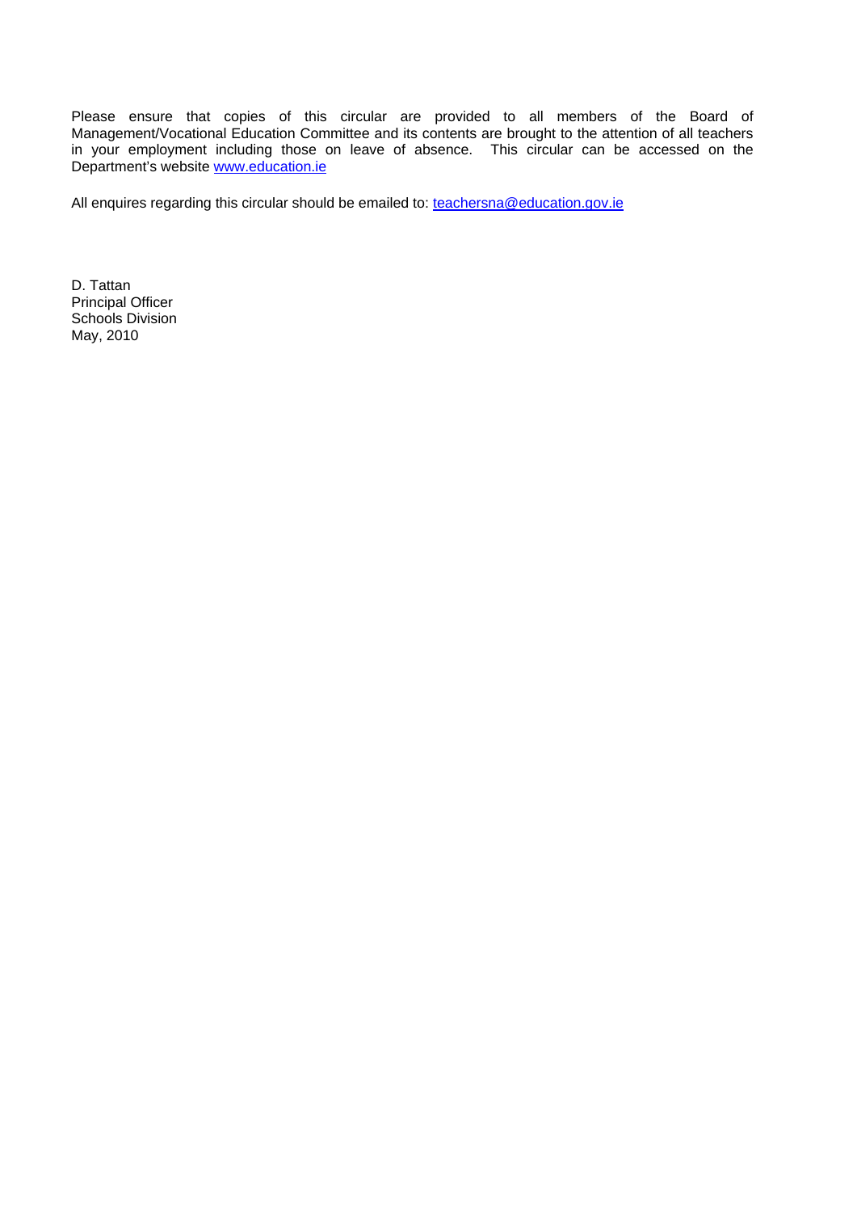Please ensure that copies of this circular are provided to all members of the Board of Management/Vocational Education Committee and its contents are brought to the attention of all teachers in your employment including those on leave of absence. This circular can be accessed on the Department's website [www.education.ie](http://www.education.ie)

All enquires regarding this circular should be emailed to: [teachersna@education.gov.ie](mailto:teachersna@education.gov.ie)

D. Tattan
Principal Officer
Schools Division
May, 2010